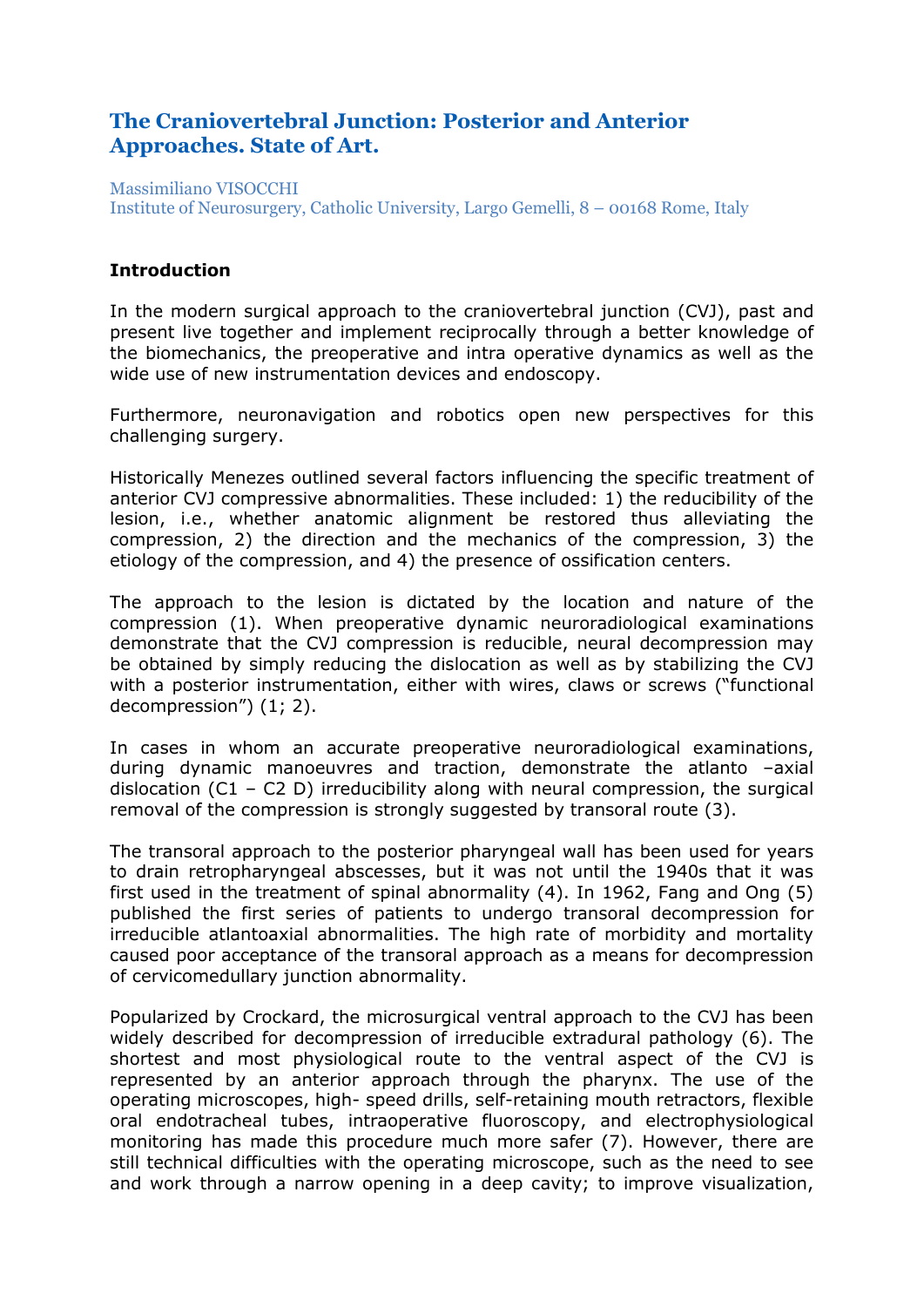# The Craniovertebral Junction: Posterior and Anterior Approaches. State of Art.

Massimiliano VISOCCHI
Institute of Neurosurgery, Catholic University, Largo Gemelli, 8 – 00168 Rome, Italy

## Introduction

In the modern surgical approach to the craniovertebral junction (CVJ), past and present live together and implement reciprocally through a better knowledge of the biomechanics, the preoperative and intra operative dynamics as well as the wide use of new instrumentation devices and endoscopy.

Furthermore, neuronavigation and robotics open new perspectives for this challenging surgery.

Historically Menezes outlined several factors influencing the specific treatment of anterior CVJ compressive abnormalities. These included: 1) the reducibility of the lesion, i.e., whether anatomic alignment be restored thus alleviating the compression, 2) the direction and the mechanics of the compression, 3) the etiology of the compression, and 4) the presence of ossification centers.

The approach to the lesion is dictated by the location and nature of the compression (1). When preoperative dynamic neuroradiological examinations demonstrate that the CVJ compression is reducible, neural decompression may be obtained by simply reducing the dislocation as well as by stabilizing the CVJ with a posterior instrumentation, either with wires, claws or screws ("functional decompression") (1; 2).

In cases in whom an accurate preoperative neuroradiological examinations, during dynamic manoeuvres and traction, demonstrate the atlanto –axial dislocation (C1 – C2 D) irreducibility along with neural compression, the surgical removal of the compression is strongly suggested by transoral route (3).

The transoral approach to the posterior pharyngeal wall has been used for years to drain retropharyngeal abscesses, but it was not until the 1940s that it was first used in the treatment of spinal abnormality (4). In 1962, Fang and Ong (5) published the first series of patients to undergo transoral decompression for irreducible atlantoaxial abnormalities. The high rate of morbidity and mortality caused poor acceptance of the transoral approach as a means for decompression of cervicomedullary junction abnormality.

Popularized by Crockard, the microsurgical ventral approach to the CVJ has been widely described for decompression of irreducible extradural pathology (6). The shortest and most physiological route to the ventral aspect of the CVJ is represented by an anterior approach through the pharynx. The use of the operating microscopes, high- speed drills, self-retaining mouth retractors, flexible oral endotracheal tubes, intraoperative fluoroscopy, and electrophysiological monitoring has made this procedure much more safer (7). However, there are still technical difficulties with the operating microscope, such as the need to see and work through a narrow opening in a deep cavity; to improve visualization,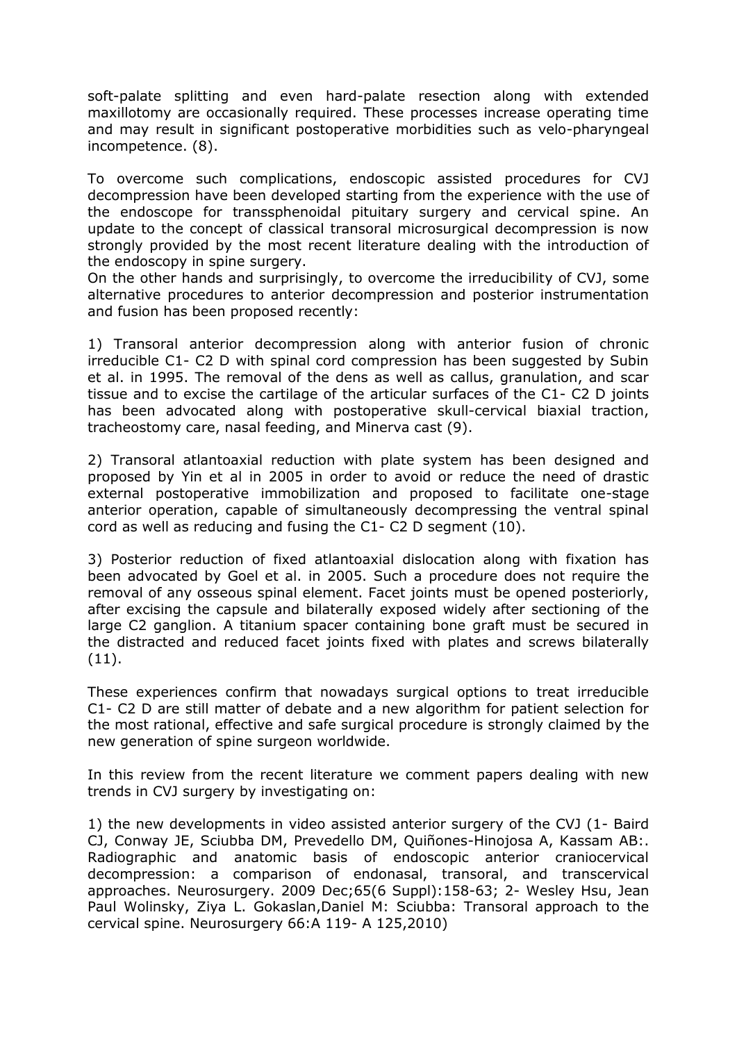soft-palate splitting and even hard-palate resection along with extended maxillotomy are occasionally required. These processes increase operating time and may result in significant postoperative morbidities such as velo-pharyngeal incompetence. (8).

To overcome such complications, endoscopic assisted procedures for CVJ decompression have been developed starting from the experience with the use of the endoscope for transsphenoidal pituitary surgery and cervical spine. An update to the concept of classical transoral microsurgical decompression is now strongly provided by the most recent literature dealing with the introduction of the endoscopy in spine surgery.

On the other hands and surprisingly, to overcome the irreducibility of CVJ, some alternative procedures to anterior decompression and posterior instrumentation and fusion has been proposed recently:

1) Transoral anterior decompression along with anterior fusion of chronic irreducible C1- C2 D with spinal cord compression has been suggested by Subin et al. in 1995. The removal of the dens as well as callus, granulation, and scar tissue and to excise the cartilage of the articular surfaces of the C1- C2 D joints has been advocated along with postoperative skull-cervical biaxial traction, tracheostomy care, nasal feeding, and Minerva cast (9).

2) Transoral atlantoaxial reduction with plate system has been designed and proposed by Yin et al in 2005 in order to avoid or reduce the need of drastic external postoperative immobilization and proposed to facilitate one-stage anterior operation, capable of simultaneously decompressing the ventral spinal cord as well as reducing and fusing the C1- C2 D segment (10).

3) Posterior reduction of fixed atlantoaxial dislocation along with fixation has been advocated by Goel et al. in 2005. Such a procedure does not require the removal of any osseous spinal element. Facet joints must be opened posteriorly, after excising the capsule and bilaterally exposed widely after sectioning of the large C2 ganglion. A titanium spacer containing bone graft must be secured in the distracted and reduced facet joints fixed with plates and screws bilaterally (11).

These experiences confirm that nowadays surgical options to treat irreducible C1- C2 D are still matter of debate and a new algorithm for patient selection for the most rational, effective and safe surgical procedure is strongly claimed by the new generation of spine surgeon worldwide.

In this review from the recent literature we comment papers dealing with new trends in CVJ surgery by investigating on:

1) the new developments in video assisted anterior surgery of the CVJ (1- Baird CJ, Conway JE, Sciubba DM, Prevedello DM, Quiñones-Hinojosa A, Kassam AB:. Radiographic and anatomic basis of endoscopic anterior craniocervical decompression: a comparison of endonasal, transoral, and transcervical approaches. Neurosurgery. 2009 Dec;65(6 Suppl):158-63; 2- Wesley Hsu, Jean Paul Wolinsky, Ziya L. Gokaslan,Daniel M: Sciubba: Transoral approach to the cervical spine. Neurosurgery 66:A 119- A 125,2010)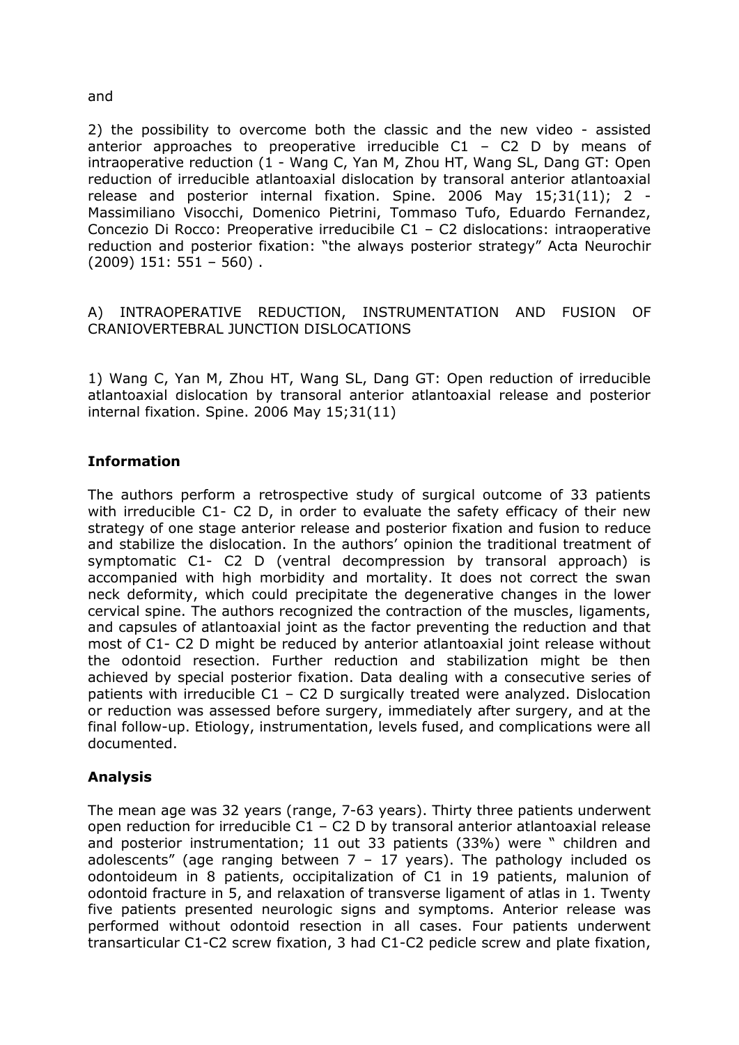and

2) the possibility to overcome both the classic and the new video - assisted anterior approaches to preoperative irreducible C1 – C2 D by means of intraoperative reduction (1 - Wang C, Yan M, Zhou HT, Wang SL, Dang GT: Open reduction of irreducible atlantoaxial dislocation by transoral anterior atlantoaxial release and posterior internal fixation. Spine. 2006 May 15;31(11); 2 - Massimiliano Visocchi, Domenico Pietrini, Tommaso Tufo, Eduardo Fernandez, Concezio Di Rocco: Preoperative irreducibile C1 – C2 dislocations: intraoperative reduction and posterior fixation: "the always posterior strategy" Acta Neurochir (2009) 151: 551 – 560) .

A) INTRAOPERATIVE REDUCTION, INSTRUMENTATION AND FUSION OF CRANIOVERTEBRAL JUNCTION DISLOCATIONS

1) Wang C, Yan M, Zhou HT, Wang SL, Dang GT: Open reduction of irreducible atlantoaxial dislocation by transoral anterior atlantoaxial release and posterior internal fixation. Spine. 2006 May 15;31(11)

**Information**

The authors perform a retrospective study of surgical outcome of 33 patients with irreducible C1- C2 D, in order to evaluate the safety efficacy of their new strategy of one stage anterior release and posterior fixation and fusion to reduce and stabilize the dislocation. In the authors' opinion the traditional treatment of symptomatic C1- C2 D (ventral decompression by transoral approach) is accompanied with high morbidity and mortality. It does not correct the swan neck deformity, which could precipitate the degenerative changes in the lower cervical spine. The authors recognized the contraction of the muscles, ligaments, and capsules of atlantoaxial joint as the factor preventing the reduction and that most of C1- C2 D might be reduced by anterior atlantoaxial joint release without the odontoid resection. Further reduction and stabilization might be then achieved by special posterior fixation. Data dealing with a consecutive series of patients with irreducible C1 – C2 D surgically treated were analyzed. Dislocation or reduction was assessed before surgery, immediately after surgery, and at the final follow-up. Etiology, instrumentation, levels fused, and complications were all documented.

**Analysis**

The mean age was 32 years (range, 7-63 years). Thirty three patients underwent open reduction for irreducible C1 – C2 D by transoral anterior atlantoaxial release and posterior instrumentation; 11 out 33 patients (33%) were " children and adolescents" (age ranging between 7 – 17 years). The pathology included os odontoideum in 8 patients, occipitalization of C1 in 19 patients, malunion of odontoid fracture in 5, and relaxation of transverse ligament of atlas in 1. Twenty five patients presented neurologic signs and symptoms. Anterior release was performed without odontoid resection in all cases. Four patients underwent transarticular C1-C2 screw fixation, 3 had C1-C2 pedicle screw and plate fixation,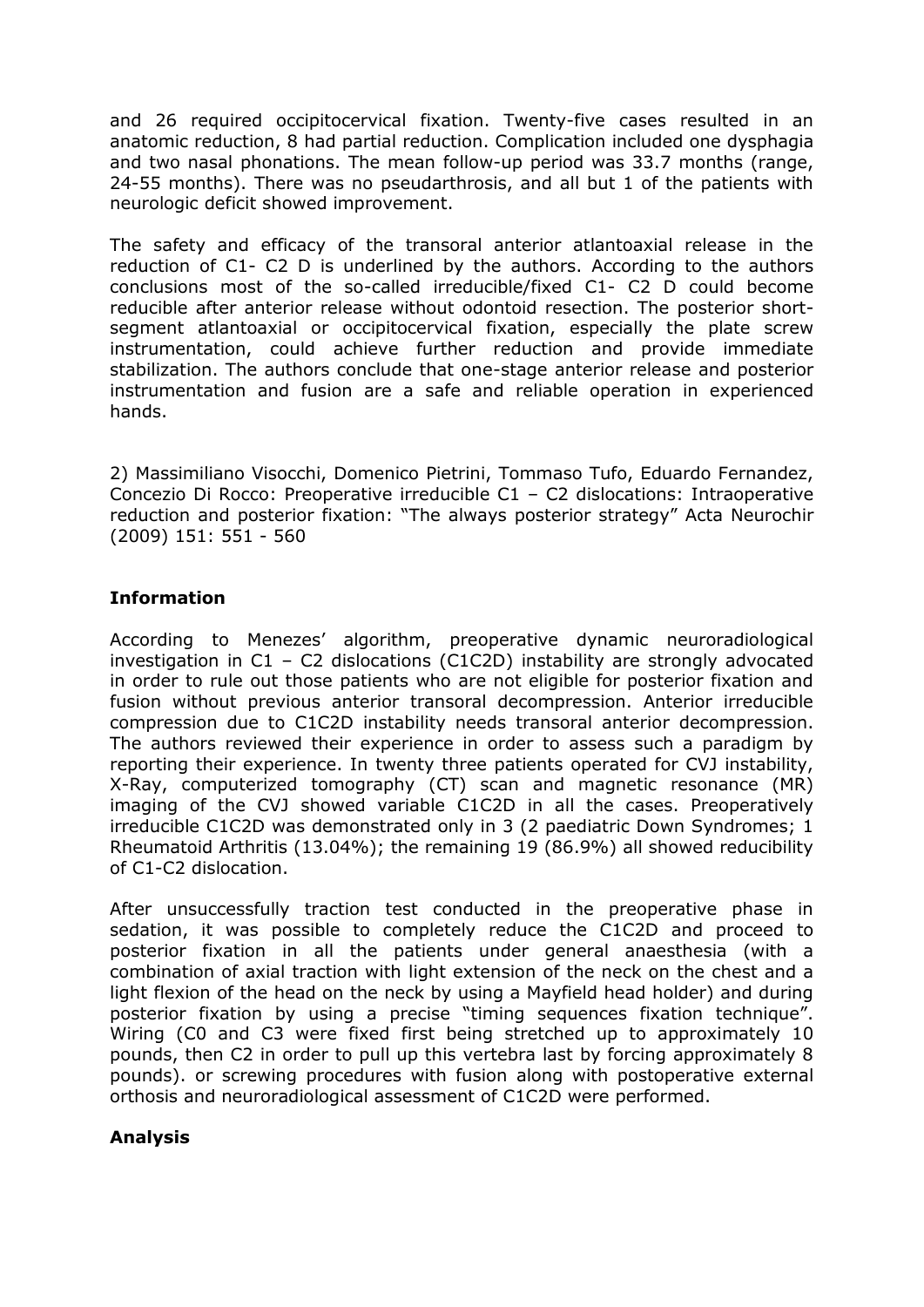and 26 required occipitocervical fixation. Twenty-five cases resulted in an anatomic reduction, 8 had partial reduction. Complication included one dysphagia and two nasal phonations. The mean follow-up period was 33.7 months (range, 24-55 months). There was no pseudarthrosis, and all but 1 of the patients with neurologic deficit showed improvement.

The safety and efficacy of the transoral anterior atlantoaxial release in the reduction of C1- C2 D is underlined by the authors. According to the authors conclusions most of the so-called irreducible/fixed C1- C2 D could become reducible after anterior release without odontoid resection. The posterior short-segment atlantoaxial or occipitocervical fixation, especially the plate screw instrumentation, could achieve further reduction and provide immediate stabilization. The authors conclude that one-stage anterior release and posterior instrumentation and fusion are a safe and reliable operation in experienced hands.

2) Massimiliano Visocchi, Domenico Pietrini, Tommaso Tufo, Eduardo Fernandez, Concezio Di Rocco: Preoperative irreducible C1 – C2 dislocations: Intraoperative reduction and posterior fixation: "The always posterior strategy" Acta Neurochir (2009) 151: 551 - 560

**Information**

According to Menezes' algorithm, preoperative dynamic neuroradiological investigation in C1 – C2 dislocations (C1C2D) instability are strongly advocated in order to rule out those patients who are not eligible for posterior fixation and fusion without previous anterior transoral decompression. Anterior irreducible compression due to C1C2D instability needs transoral anterior decompression. The authors reviewed their experience in order to assess such a paradigm by reporting their experience. In twenty three patients operated for CVJ instability, X-Ray, computerized tomography (CT) scan and magnetic resonance (MR) imaging of the CVJ showed variable C1C2D in all the cases. Preoperatively irreducible C1C2D was demonstrated only in 3 (2 paediatric Down Syndromes; 1 Rheumatoid Arthritis (13.04%); the remaining 19 (86.9%) all showed reducibility of C1-C2 dislocation.

After unsuccessfully traction test conducted in the preoperative phase in sedation, it was possible to completely reduce the C1C2D and proceed to posterior fixation in all the patients under general anaesthesia (with a combination of axial traction with light extension of the neck on the chest and a light flexion of the head on the neck by using a Mayfield head holder) and during posterior fixation by using a precise "timing sequences fixation technique". Wiring (C0 and C3 were fixed first being stretched up to approximately 10 pounds, then C2 in order to pull up this vertebra last by forcing approximately 8 pounds). or screwing procedures with fusion along with postoperative external orthosis and neuroradiological assessment of C1C2D were performed.

**Analysis**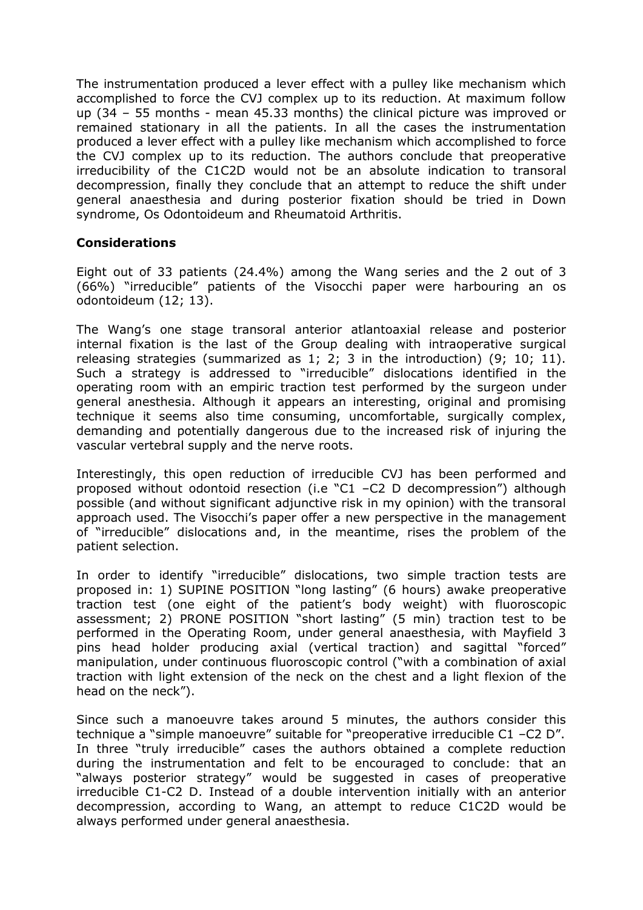The instrumentation produced a lever effect with a pulley like mechanism which accomplished to force the CVJ complex up to its reduction. At maximum follow up (34 – 55 months - mean 45.33 months) the clinical picture was improved or remained stationary in all the patients. In all the cases the instrumentation produced a lever effect with a pulley like mechanism which accomplished to force the CVJ complex up to its reduction. The authors conclude that preoperative irreducibility of the C1C2D would not be an absolute indication to transoral decompression, finally they conclude that an attempt to reduce the shift under general anaesthesia and during posterior fixation should be tried in Down syndrome, Os Odontoideum and Rheumatoid Arthritis.

**Considerations**

Eight out of 33 patients (24.4%) among the Wang series and the 2 out of 3 (66%) "irreducible" patients of the Visocchi paper were harbouring an os odontoideum (12; 13).

The Wang's one stage transoral anterior atlantoaxial release and posterior internal fixation is the last of the Group dealing with intraoperative surgical releasing strategies (summarized as 1; 2; 3 in the introduction) (9; 10; 11). Such a strategy is addressed to "irreducible" dislocations identified in the operating room with an empiric traction test performed by the surgeon under general anesthesia. Although it appears an interesting, original and promising technique it seems also time consuming, uncomfortable, surgically complex, demanding and potentially dangerous due to the increased risk of injuring the vascular vertebral supply and the nerve roots.

Interestingly, this open reduction of irreducible CVJ has been performed and proposed without odontoid resection (i.e "C1 –C2 D decompression") although possible (and without significant adjunctive risk in my opinion) with the transoral approach used. The Visocchi's paper offer a new perspective in the management of "irreducible" dislocations and, in the meantime, rises the problem of the patient selection.

In order to identify "irreducible" dislocations, two simple traction tests are proposed in: 1) SUPINE POSITION "long lasting" (6 hours) awake preoperative traction test (one eight of the patient's body weight) with fluoroscopic assessment; 2) PRONE POSITION "short lasting" (5 min) traction test to be performed in the Operating Room, under general anaesthesia, with Mayfield 3 pins head holder producing axial (vertical traction) and sagittal "forced" manipulation, under continuous fluoroscopic control ("with a combination of axial traction with light extension of the neck on the chest and a light flexion of the head on the neck").

Since such a manoeuvre takes around 5 minutes, the authors consider this technique a "simple manoeuvre" suitable for "preoperative irreducible C1 –C2 D". In three "truly irreducible" cases the authors obtained a complete reduction during the instrumentation and felt to be encouraged to conclude: that an "always posterior strategy" would be suggested in cases of preoperative irreducible C1-C2 D. Instead of a double intervention initially with an anterior decompression, according to Wang, an attempt to reduce C1C2D would be always performed under general anaesthesia.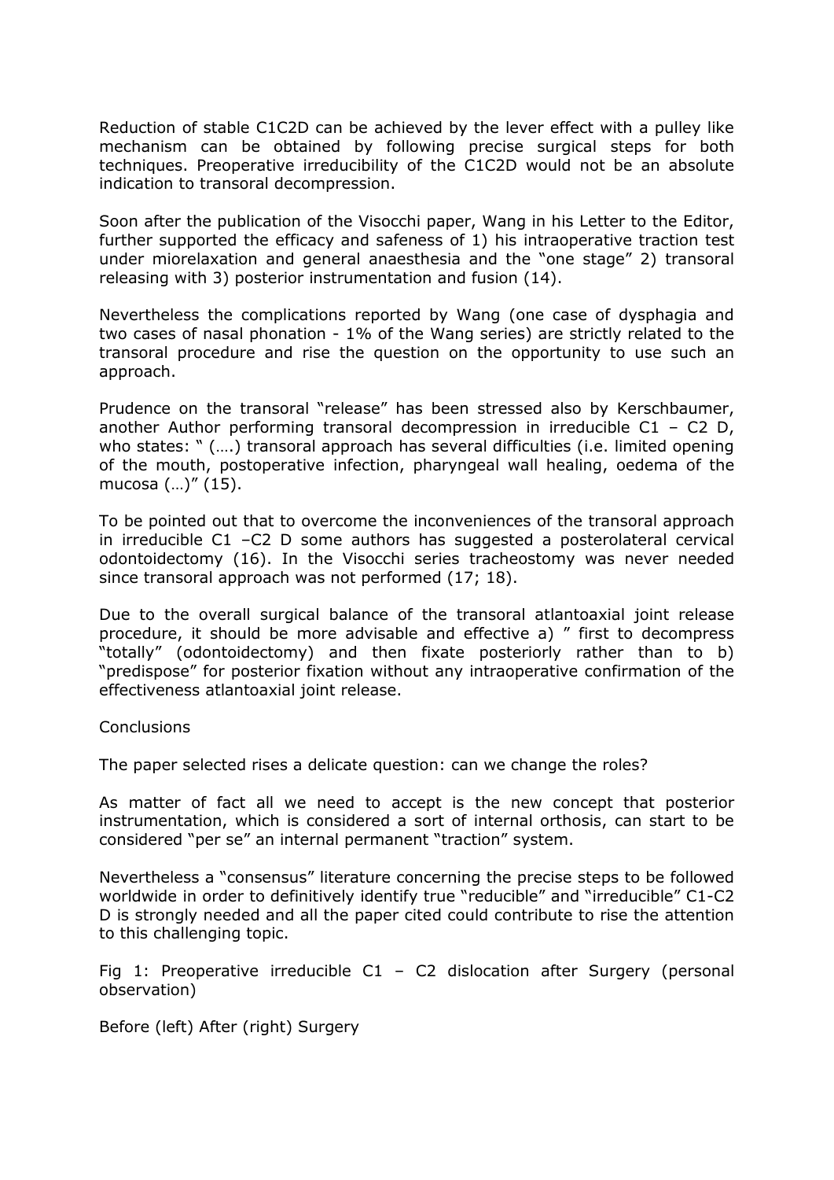Reduction of stable C1C2D can be achieved by the lever effect with a pulley like mechanism can be obtained by following precise surgical steps for both techniques. Preoperative irreducibility of the C1C2D would not be an absolute indication to transoral decompression.

Soon after the publication of the Visocchi paper, Wang in his Letter to the Editor, further supported the efficacy and safeness of 1) his intraoperative traction test under miorelaxation and general anaesthesia and the "one stage" 2) transoral releasing with 3) posterior instrumentation and fusion (14).

Nevertheless the complications reported by Wang (one case of dysphagia and two cases of nasal phonation - 1% of the Wang series) are strictly related to the transoral procedure and rise the question on the opportunity to use such an approach.

Prudence on the transoral "release" has been stressed also by Kerschbaumer, another Author performing transoral decompression in irreducible C1 – C2 D, who states: " (….) transoral approach has several difficulties (i.e. limited opening of the mouth, postoperative infection, pharyngeal wall healing, oedema of the mucosa (…)" (15).

To be pointed out that to overcome the inconveniences of the transoral approach in irreducible C1 –C2 D some authors has suggested a posterolateral cervical odontoidectomy (16). In the Visocchi series tracheostomy was never needed since transoral approach was not performed (17; 18).

Due to the overall surgical balance of the transoral atlantoaxial joint release procedure, it should be more advisable and effective a) " first to decompress "totally" (odontoidectomy) and then fixate posteriorly rather than to b) "predispose" for posterior fixation without any intraoperative confirmation of the effectiveness atlantoaxial joint release.

Conclusions

The paper selected rises a delicate question: can we change the roles?

As matter of fact all we need to accept is the new concept that posterior instrumentation, which is considered a sort of internal orthosis, can start to be considered "per se" an internal permanent "traction" system.

Nevertheless a "consensus" literature concerning the precise steps to be followed worldwide in order to definitively identify true "reducible" and "irreducible" C1-C2 D is strongly needed and all the paper cited could contribute to rise the attention to this challenging topic.

Fig 1: Preoperative irreducible C1 – C2 dislocation after Surgery (personal observation)

Before (left) After (right) Surgery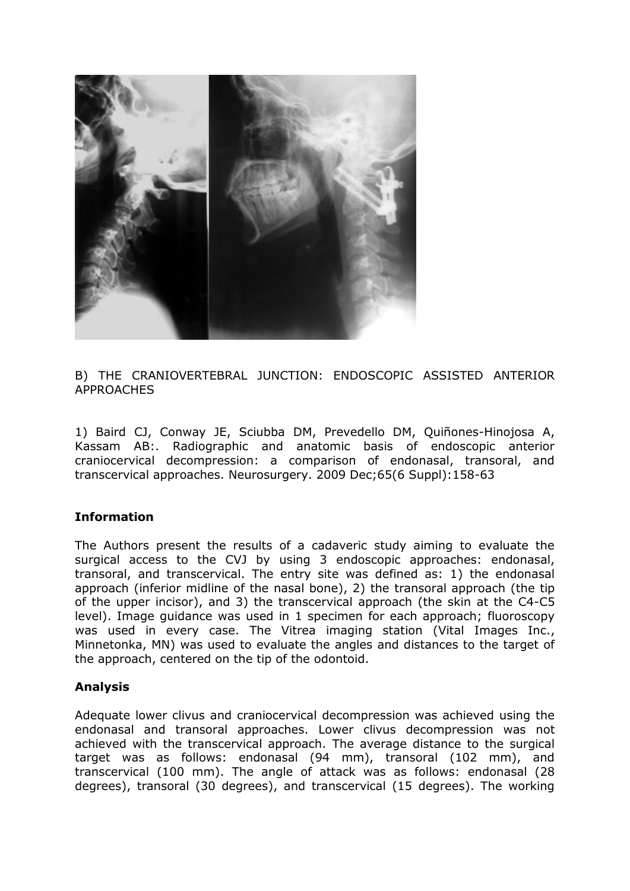B) THE CRANIOVERTEBRAL JUNCTION: ENDOSCOPIC ASSISTED ANTERIOR APPROACHES

1) Baird CJ, Conway JE, Sciubba DM, Prevedello DM, Quiñones-Hinojosa A, Kassam AB:. Radiographic and anatomic basis of endoscopic anterior craniocervical decompression: a comparison of endonasal, transoral, and transcervical approaches. Neurosurgery. 2009 Dec;65(6 Suppl):158-63

**Information**

The Authors present the results of a cadaveric study aiming to evaluate the surgical access to the CVJ by using 3 endoscopic approaches: endonasal, transoral, and transcervical. The entry site was defined as: 1) the endonasal approach (inferior midline of the nasal bone), 2) the transoral approach (the tip of the upper incisor), and 3) the transcervical approach (the skin at the C4-C5 level). Image guidance was used in 1 specimen for each approach; fluoroscopy was used in every case. The Vitrea imaging station (Vital Images Inc., Minnetonka, MN) was used to evaluate the angles and distances to the target of the approach, centered on the tip of the odontoid.

**Analysis**

Adequate lower clivus and craniocervical decompression was achieved using the endonasal and transoral approaches. Lower clivus decompression was not achieved with the transcervical approach. The average distance to the surgical target was as follows: endonasal (94 mm), transoral (102 mm), and transcervical (100 mm). The angle of attack was as follows: endonasal (28 degrees), transoral (30 degrees), and transcervical (15 degrees). The working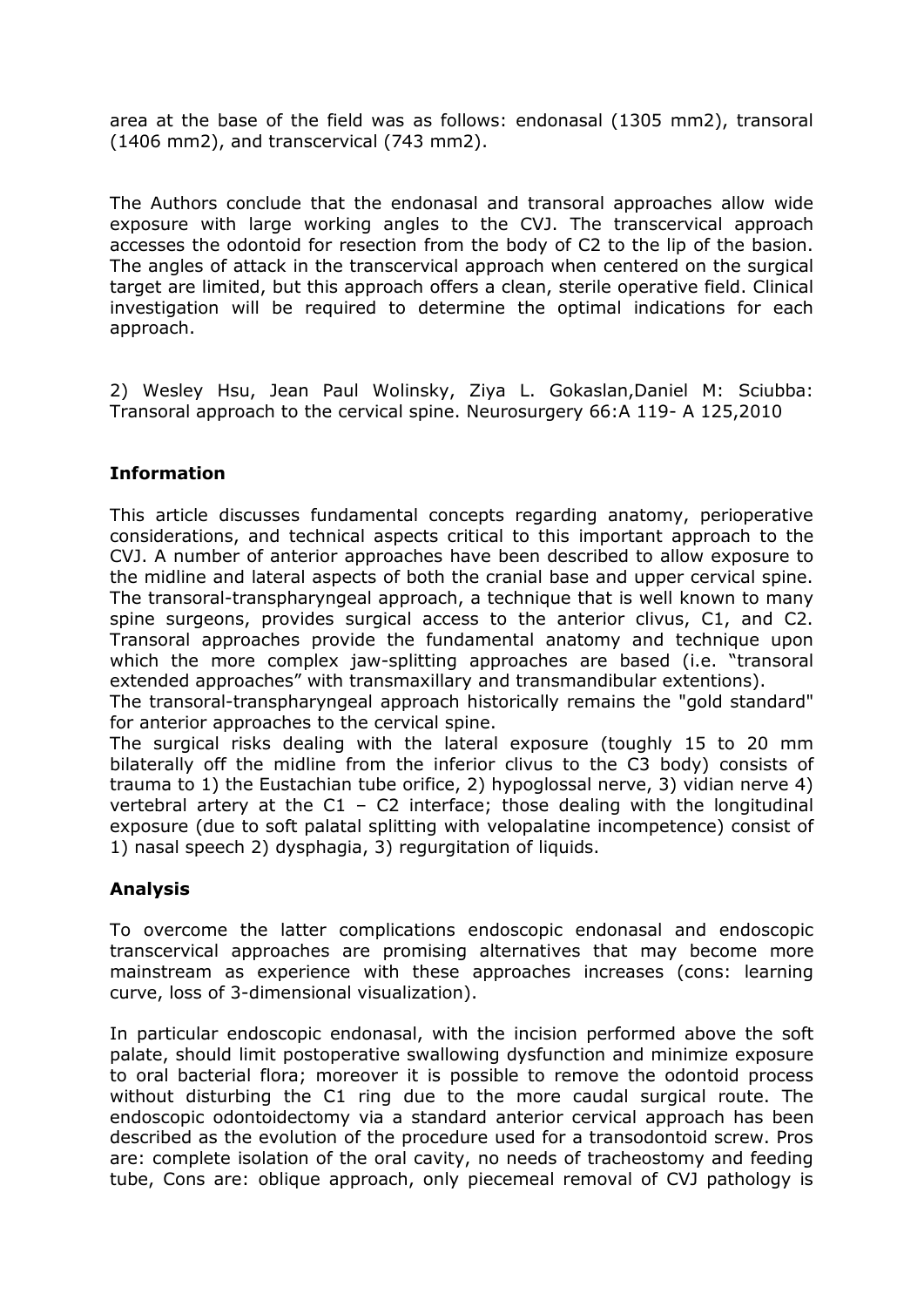area at the base of the field was as follows: endonasal (1305 mm2), transoral (1406 mm2), and transcervical (743 mm2).

The Authors conclude that the endonasal and transoral approaches allow wide exposure with large working angles to the CVJ. The transcervical approach accesses the odontoid for resection from the body of C2 to the lip of the basion. The angles of attack in the transcervical approach when centered on the surgical target are limited, but this approach offers a clean, sterile operative field. Clinical investigation will be required to determine the optimal indications for each approach.

2) Wesley Hsu, Jean Paul Wolinsky, Ziya L. Gokaslan,Daniel M: Sciubba: Transoral approach to the cervical spine. Neurosurgery 66:A 119- A 125,2010

**Information**

This article discusses fundamental concepts regarding anatomy, perioperative considerations, and technical aspects critical to this important approach to the CVJ. A number of anterior approaches have been described to allow exposure to the midline and lateral aspects of both the cranial base and upper cervical spine. The transoral-transpharyngeal approach, a technique that is well known to many spine surgeons, provides surgical access to the anterior clivus, C1, and C2. Transoral approaches provide the fundamental anatomy and technique upon which the more complex jaw-splitting approaches are based (i.e. "transoral extended approaches" with transmaxillary and transmandibular extentions).
The transoral-transpharyngeal approach historically remains the "gold standard" for anterior approaches to the cervical spine.
The surgical risks dealing with the lateral exposure (toughly 15 to 20 mm bilaterally off the midline from the inferior clivus to the C3 body) consists of trauma to 1) the Eustachian tube orifice, 2) hypoglossal nerve, 3) vidian nerve 4) vertebral artery at the C1 – C2 interface; those dealing with the longitudinal exposure (due to soft palatal splitting with velopalatine incompetence) consist of 1) nasal speech 2) dysphagia, 3) regurgitation of liquids.

**Analysis**

To overcome the latter complications endoscopic endonasal and endoscopic transcervical approaches are promising alternatives that may become more mainstream as experience with these approaches increases (cons: learning curve, loss of 3-dimensional visualization).

In particular endoscopic endonasal, with the incision performed above the soft palate, should limit postoperative swallowing dysfunction and minimize exposure to oral bacterial flora; moreover it is possible to remove the odontoid process without disturbing the C1 ring due to the more caudal surgical route. The endoscopic odontoidectomy via a standard anterior cervical approach has been described as the evolution of the procedure used for a transodontoid screw. Pros are: complete isolation of the oral cavity, no needs of tracheostomy and feeding tube, Cons are: oblique approach, only piecemeal removal of CVJ pathology is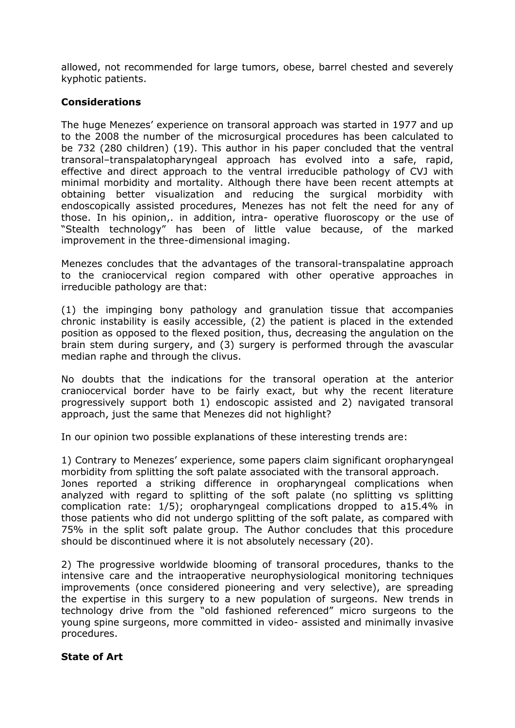allowed, not recommended for large tumors, obese, barrel chested and severely kyphotic patients.

## Considerations

The huge Menezes' experience on transoral approach was started in 1977 and up to the 2008 the number of the microsurgical procedures has been calculated to be 732 (280 children) (19). This author in his paper concluded that the ventral transoral–transpalatopharyngeal approach has evolved into a safe, rapid, effective and direct approach to the ventral irreducible pathology of CVJ with minimal morbidity and mortality. Although there have been recent attempts at obtaining better visualization and reducing the surgical morbidity with endoscopically assisted procedures, Menezes has not felt the need for any of those. In his opinion,. in addition, intra- operative fluoroscopy or the use of "Stealth technology" has been of little value because, of the marked improvement in the three-dimensional imaging.

Menezes concludes that the advantages of the transoral-transpalatine approach to the craniocervical region compared with other operative approaches in irreducible pathology are that:

(1) the impinging bony pathology and granulation tissue that accompanies chronic instability is easily accessible, (2) the patient is placed in the extended position as opposed to the flexed position, thus, decreasing the angulation on the brain stem during surgery, and (3) surgery is performed through the avascular median raphe and through the clivus.

No doubts that the indications for the transoral operation at the anterior craniocervical border have to be fairly exact, but why the recent literature progressively support both 1) endoscopic assisted and 2) navigated transoral approach, just the same that Menezes did not highlight?

In our opinion two possible explanations of these interesting trends are:

1) Contrary to Menezes' experience, some papers claim significant oropharyngeal morbidity from splitting the soft palate associated with the transoral approach.
Jones reported a striking difference in oropharyngeal complications when analyzed with regard to splitting of the soft palate (no splitting vs splitting complication rate: 1/5); oropharyngeal complications dropped to a15.4% in those patients who did not undergo splitting of the soft palate, as compared with 75% in the split soft palate group. The Author concludes that this procedure should be discontinued where it is not absolutely necessary (20).

2) The progressive worldwide blooming of transoral procedures, thanks to the intensive care and the intraoperative neurophysiological monitoring techniques improvements (once considered pioneering and very selective), are spreading the expertise in this surgery to a new population of surgeons. New trends in technology drive from the "old fashioned referenced" micro surgeons to the young spine surgeons, more committed in video- assisted and minimally invasive procedures.

## State of Art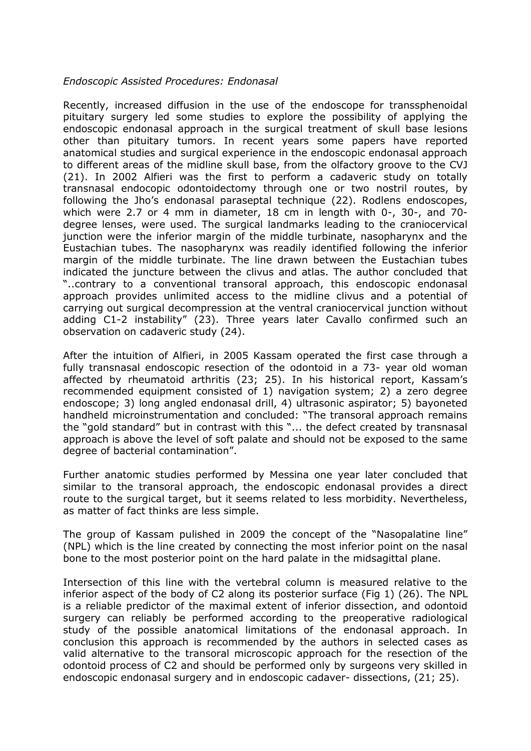*Endoscopic Assisted Procedures: Endonasal*

Recently, increased diffusion in the use of the endoscope for transsphenoidal pituitary surgery led some studies to explore the possibility of applying the endoscopic endonasal approach in the surgical treatment of skull base lesions other than pituitary tumors. In recent years some papers have reported anatomical studies and surgical experience in the endoscopic endonasal approach to different areas of the midline skull base, from the olfactory groove to the CVJ (21). In 2002 Alfieri was the first to perform a cadaveric study on totally transnasal endocopic odontoidectomy through one or two nostril routes, by following the Jho's endonasal paraseptal technique (22). Rodlens endoscopes, which were 2.7 or 4 mm in diameter, 18 cm in length with 0-, 30-, and 70-degree lenses, were used. The surgical landmarks leading to the craniocervical junction were the inferior margin of the middle turbinate, nasopharynx and the Eustachian tubes. The nasopharynx was readily identified following the inferior margin of the middle turbinate. The line drawn between the Eustachian tubes indicated the juncture between the clivus and atlas. The author concluded that "..contrary to a conventional transoral approach, this endoscopic endonasal approach provides unlimited access to the midline clivus and a potential of carrying out surgical decompression at the ventral craniocervical junction without adding C1-2 instability" (23). Three years later Cavallo confirmed such an observation on cadaveric study (24).

After the intuition of Alfieri, in 2005 Kassam operated the first case through a fully transnasal endoscopic resection of the odontoid in a 73- year old woman affected by rheumatoid arthritis (23; 25). In his historical report, Kassam's recommended equipment consisted of 1) navigation system; 2) a zero degree endoscope; 3) long angled endonasal drill, 4) ultrasonic aspirator; 5) bayoneted handheld microinstrumentation and concluded: "The transoral approach remains the "gold standard" but in contrast with this "... the defect created by transnasal approach is above the level of soft palate and should not be exposed to the same degree of bacterial contamination".

Further anatomic studies performed by Messina one year later concluded that similar to the transoral approach, the endoscopic endonasal provides a direct route to the surgical target, but it seems related to less morbidity. Nevertheless, as matter of fact thinks are less simple.

The group of Kassam pulished in 2009 the concept of the "Nasopalatine line" (NPL) which is the line created by connecting the most inferior point on the nasal bone to the most posterior point on the hard palate in the midsagittal plane.

Intersection of this line with the vertebral column is measured relative to the inferior aspect of the body of C2 along its posterior surface (Fig 1) (26). The NPL is a reliable predictor of the maximal extent of inferior dissection, and odontoid surgery can reliably be performed according to the preoperative radiological study of the possible anatomical limitations of the endonasal approach. In conclusion this approach is recommended by the authors in selected cases as valid alternative to the transoral microscopic approach for the resection of the odontoid process of C2 and should be performed only by surgeons very skilled in endoscopic endonasal surgery and in endoscopic cadaver- dissections, (21; 25).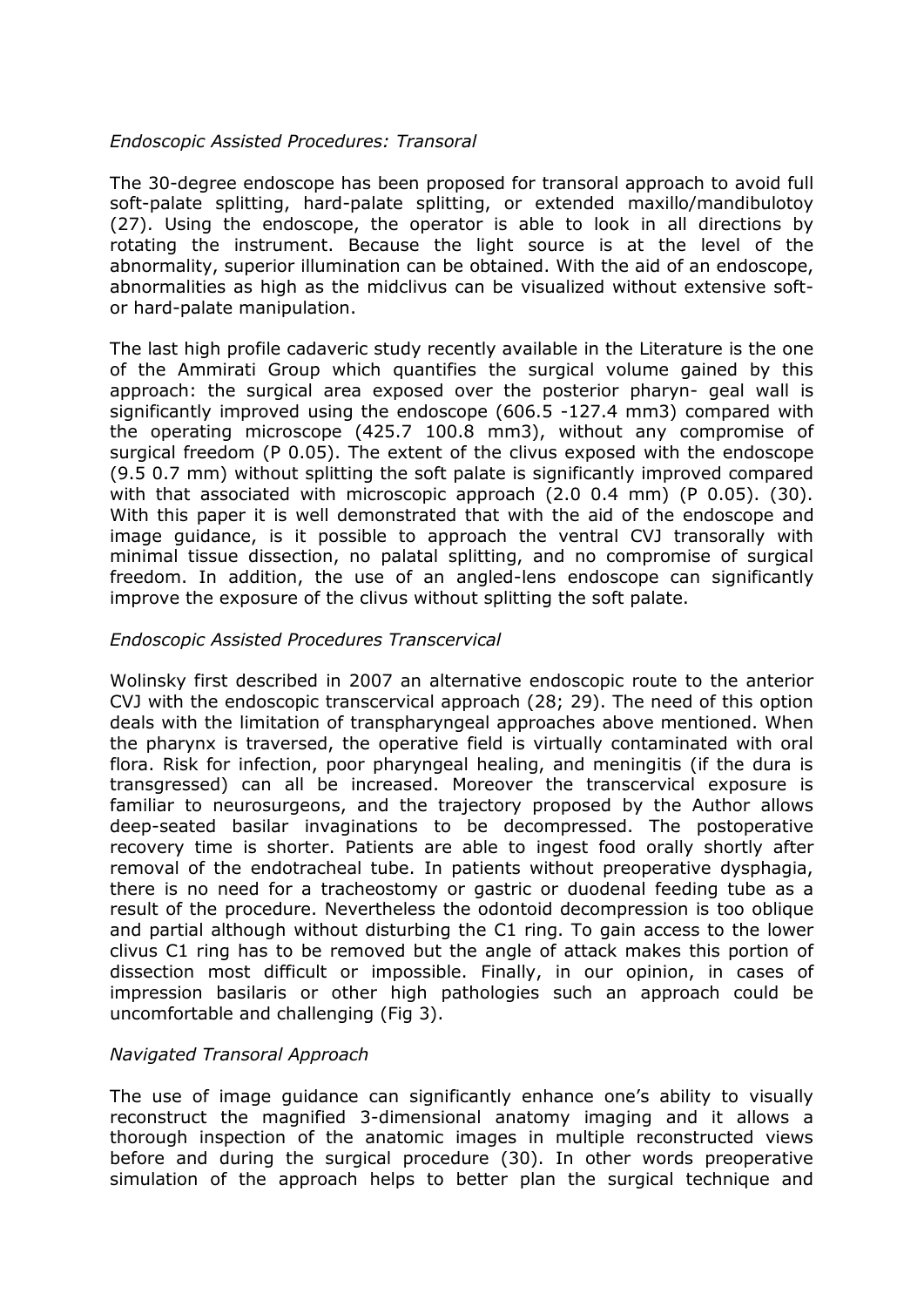*Endoscopic Assisted Procedures: Transoral*

The 30-degree endoscope has been proposed for transoral approach to avoid full soft-palate splitting, hard-palate splitting, or extended maxillo/mandibulotoy (27). Using the endoscope, the operator is able to look in all directions by rotating the instrument. Because the light source is at the level of the abnormality, superior illumination can be obtained. With the aid of an endoscope, abnormalities as high as the midclivus can be visualized without extensive soft- or hard-palate manipulation.

The last high profile cadaveric study recently available in the Literature is the one of the Ammirati Group which quantifies the surgical volume gained by this approach: the surgical area exposed over the posterior pharyn- geal wall is significantly improved using the endoscope (606.5 -127.4 mm3) compared with the operating microscope (425.7 100.8 mm3), without any compromise of surgical freedom (P 0.05). The extent of the clivus exposed with the endoscope (9.5 0.7 mm) without splitting the soft palate is significantly improved compared with that associated with microscopic approach (2.0 0.4 mm) (P 0.05). (30). With this paper it is well demonstrated that with the aid of the endoscope and image guidance, is it possible to approach the ventral CVJ transorally with minimal tissue dissection, no palatal splitting, and no compromise of surgical freedom. In addition, the use of an angled-lens endoscope can significantly improve the exposure of the clivus without splitting the soft palate.

*Endoscopic Assisted Procedures Transcervical*

Wolinsky first described in 2007 an alternative endoscopic route to the anterior CVJ with the endoscopic transcervical approach (28; 29). The need of this option deals with the limitation of transpharyngeal approaches above mentioned. When the pharynx is traversed, the operative field is virtually contaminated with oral flora. Risk for infection, poor pharyngeal healing, and meningitis (if the dura is transgressed) can all be increased. Moreover the transcervical exposure is familiar to neurosurgeons, and the trajectory proposed by the Author allows deep-seated basilar invaginations to be decompressed. The postoperative recovery time is shorter. Patients are able to ingest food orally shortly after removal of the endotracheal tube. In patients without preoperative dysphagia, there is no need for a tracheostomy or gastric or duodenal feeding tube as a result of the procedure. Nevertheless the odontoid decompression is too oblique and partial although without disturbing the C1 ring. To gain access to the lower clivus C1 ring has to be removed but the angle of attack makes this portion of dissection most difficult or impossible. Finally, in our opinion, in cases of impression basilaris or other high pathologies such an approach could be uncomfortable and challenging (Fig 3).

*Navigated Transoral Approach*

The use of image guidance can significantly enhance one's ability to visually reconstruct the magnified 3-dimensional anatomy imaging and it allows a thorough inspection of the anatomic images in multiple reconstructed views before and during the surgical procedure (30). In other words preoperative simulation of the approach helps to better plan the surgical technique and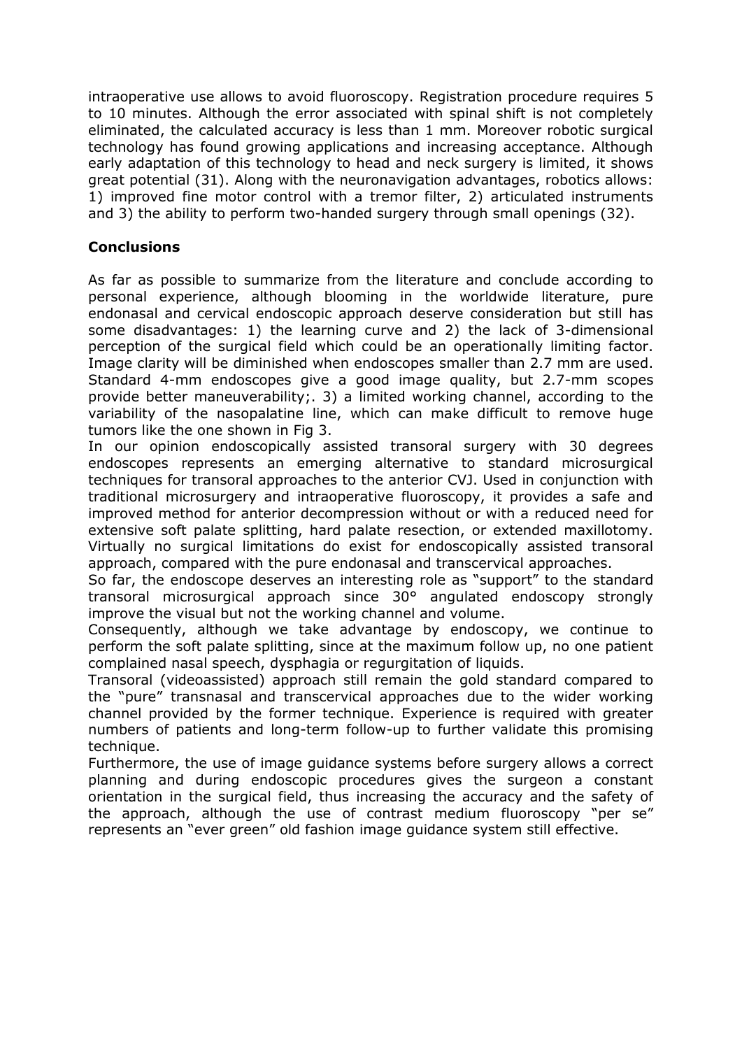intraoperative use allows to avoid fluoroscopy. Registration procedure requires 5 to 10 minutes. Although the error associated with spinal shift is not completely eliminated, the calculated accuracy is less than 1 mm. Moreover robotic surgical technology has found growing applications and increasing acceptance. Although early adaptation of this technology to head and neck surgery is limited, it shows great potential (31). Along with the neuronavigation advantages, robotics allows: 1) improved fine motor control with a tremor filter, 2) articulated instruments and 3) the ability to perform two-handed surgery through small openings (32).

## Conclusions

As far as possible to summarize from the literature and conclude according to personal experience, although blooming in the worldwide literature, pure endonasal and cervical endoscopic approach deserve consideration but still has some disadvantages: 1) the learning curve and 2) the lack of 3-dimensional perception of the surgical field which could be an operationally limiting factor. Image clarity will be diminished when endoscopes smaller than 2.7 mm are used. Standard 4-mm endoscopes give a good image quality, but 2.7-mm scopes provide better maneuverability;. 3) a limited working channel, according to the variability of the nasopalatine line, which can make difficult to remove huge tumors like the one shown in Fig 3.

In our opinion endoscopically assisted transoral surgery with 30 degrees endoscopes represents an emerging alternative to standard microsurgical techniques for transoral approaches to the anterior CVJ. Used in conjunction with traditional microsurgery and intraoperative fluoroscopy, it provides a safe and improved method for anterior decompression without or with a reduced need for extensive soft palate splitting, hard palate resection, or extended maxillotomy. Virtually no surgical limitations do exist for endoscopically assisted transoral approach, compared with the pure endonasal and transcervical approaches.

So far, the endoscope deserves an interesting role as "support" to the standard transoral microsurgical approach since 30° angulated endoscopy strongly improve the visual but not the working channel and volume.

Consequently, although we take advantage by endoscopy, we continue to perform the soft palate splitting, since at the maximum follow up, no one patient complained nasal speech, dysphagia or regurgitation of liquids.

Transoral (videoassisted) approach still remain the gold standard compared to the "pure" transnasal and transcervical approaches due to the wider working channel provided by the former technique. Experience is required with greater numbers of patients and long-term follow-up to further validate this promising technique.

Furthermore, the use of image guidance systems before surgery allows a correct planning and during endoscopic procedures gives the surgeon a constant orientation in the surgical field, thus increasing the accuracy and the safety of the approach, although the use of contrast medium fluoroscopy "per se" represents an "ever green" old fashion image guidance system still effective.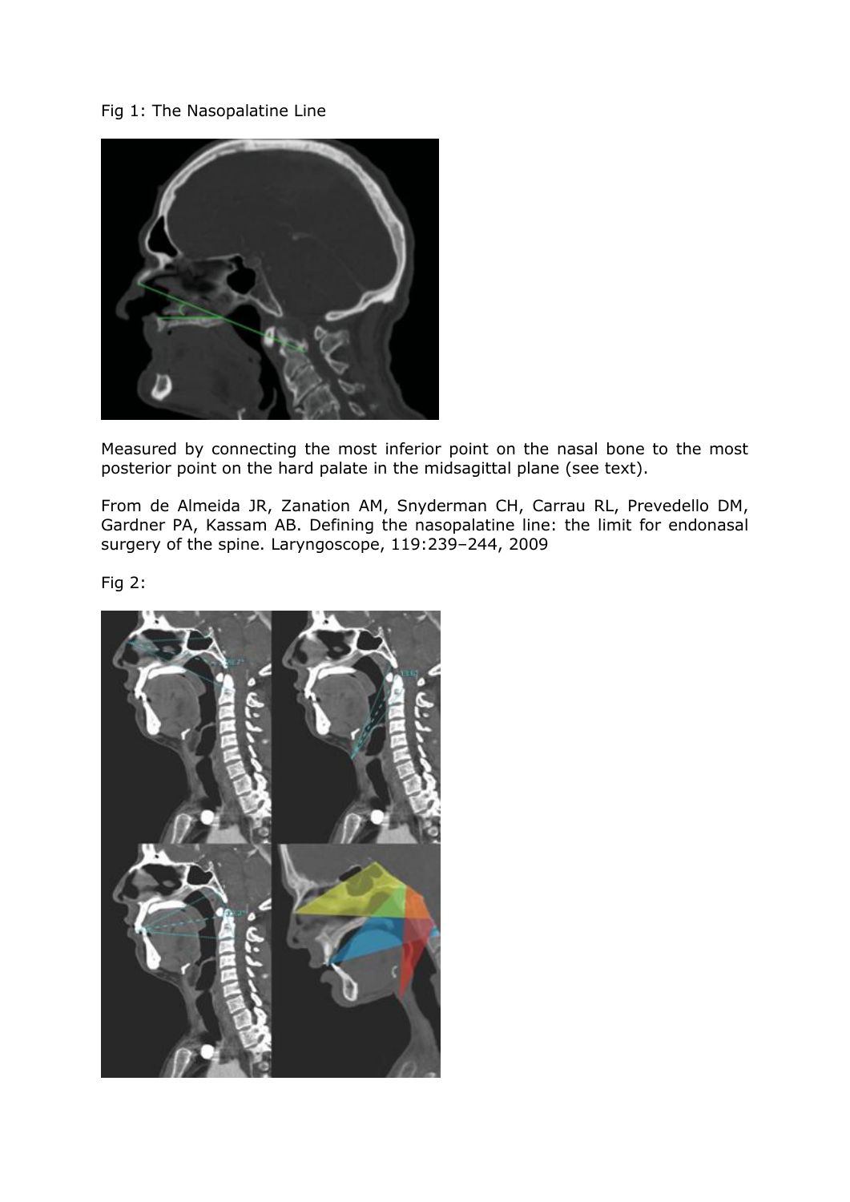Fig 1: The Nasopalatine Line

Measured by connecting the most inferior point on the nasal bone to the most posterior point on the hard palate in the midsagittal plane (see text).

From de Almeida JR, Zanation AM, Snyderman CH, Carrau RL, Prevedello DM, Gardner PA, Kassam AB. Defining the nasopalatine line: the limit for endonasal surgery of the spine. Laryngoscope, 119:239–244, 2009

Fig 2: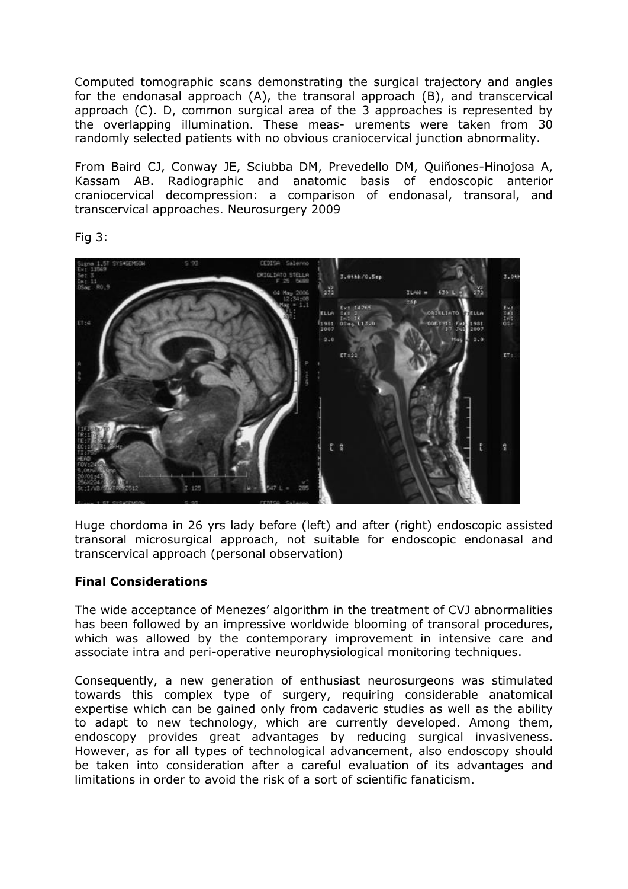Computed tomographic scans demonstrating the surgical trajectory and angles for the endonasal approach (A), the transoral approach (B), and transcervical approach (C). D, common surgical area of the 3 approaches is represented by the overlapping illumination. These meas- urements were taken from 30 randomly selected patients with no obvious craniocervical junction abnormality.

From Baird CJ, Conway JE, Sciubba DM, Prevedello DM, Quiñones-Hinojosa A, Kassam AB. Radiographic and anatomic basis of endoscopic anterior craniocervical decompression: a comparison of endonasal, transoral, and transcervical approaches. Neurosurgery 2009

Fig 3:

Huge chordoma in 26 yrs lady before (left) and after (right) endoscopic assisted transoral microsurgical approach, not suitable for endoscopic endonasal and transcervical approach (personal observation)

**Final Considerations**

The wide acceptance of Menezes' algorithm in the treatment of CVJ abnormalities has been followed by an impressive worldwide blooming of transoral procedures, which was allowed by the contemporary improvement in intensive care and associate intra and peri-operative neurophysiological monitoring techniques.

Consequently, a new generation of enthusiast neurosurgeons was stimulated towards this complex type of surgery, requiring considerable anatomical expertise which can be gained only from cadaveric studies as well as the ability to adapt to new technology, which are currently developed. Among them, endoscopy provides great advantages by reducing surgical invasiveness. However, as for all types of technological advancement, also endoscopy should be taken into consideration after a careful evaluation of its advantages and limitations in order to avoid the risk of a sort of scientific fanaticism.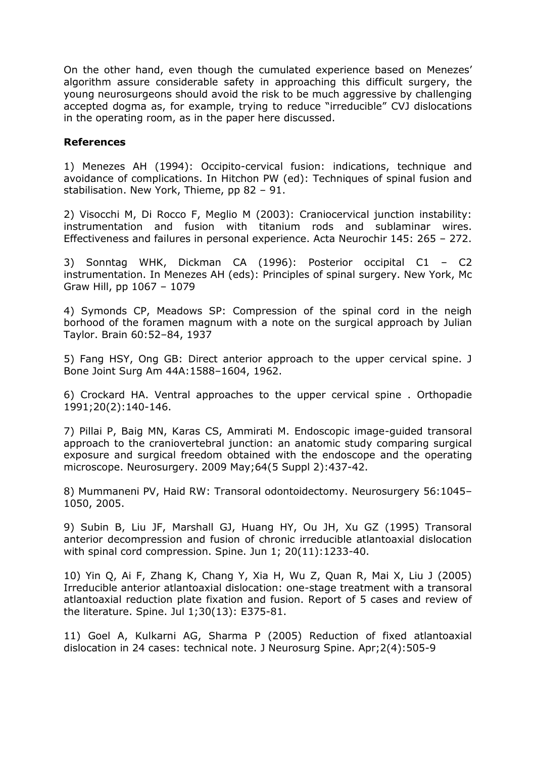On the other hand, even though the cumulated experience based on Menezes' algorithm assure considerable safety in approaching this difficult surgery, the young neurosurgeons should avoid the risk to be much aggressive by challenging accepted dogma as, for example, trying to reduce "irreducible" CVJ dislocations in the operating room, as in the paper here discussed.

**References**

1) Menezes AH (1994): Occipito-cervical fusion: indications, technique and avoidance of complications. In Hitchon PW (ed): Techniques of spinal fusion and stabilisation. New York, Thieme, pp 82 – 91.

2) Visocchi M, Di Rocco F, Meglio M (2003): Craniocervical junction instability: instrumentation and fusion with titanium rods and sublaminar wires. Effectiveness and failures in personal experience. Acta Neurochir 145: 265 – 272.

3) Sonntag WHK, Dickman CA (1996): Posterior occipital C1 – C2 instrumentation. In Menezes AH (eds): Principles of spinal surgery. New York, Mc Graw Hill, pp 1067 – 1079

4) Symonds CP, Meadows SP: Compression of the spinal cord in the neigh borhood of the foramen magnum with a note on the surgical approach by Julian Taylor. Brain 60:52–84, 1937

5) Fang HSY, Ong GB: Direct anterior approach to the upper cervical spine. J Bone Joint Surg Am 44A:1588–1604, 1962.

6) Crockard HA. Ventral approaches to the upper cervical spine . Orthopadie 1991;20(2):140-146.

7) Pillai P, Baig MN, Karas CS, Ammirati M. Endoscopic image-guided transoral approach to the craniovertebral junction: an anatomic study comparing surgical exposure and surgical freedom obtained with the endoscope and the operating microscope. Neurosurgery. 2009 May;64(5 Suppl 2):437-42.

8) Mummaneni PV, Haid RW: Transoral odontoidectomy. Neurosurgery 56:1045–1050, 2005.

9) Subin B, Liu JF, Marshall GJ, Huang HY, Ou JH, Xu GZ (1995) Transoral anterior decompression and fusion of chronic irreducible atlantoaxial dislocation with spinal cord compression. Spine. Jun 1; 20(11):1233-40.

10) Yin Q, Ai F, Zhang K, Chang Y, Xia H, Wu Z, Quan R, Mai X, Liu J (2005) Irreducible anterior atlantoaxial dislocation: one-stage treatment with a transoral atlantoaxial reduction plate fixation and fusion. Report of 5 cases and review of the literature. Spine. Jul 1;30(13): E375-81.

11) Goel A, Kulkarni AG, Sharma P (2005) Reduction of fixed atlantoaxial dislocation in 24 cases: technical note. J Neurosurg Spine. Apr;2(4):505-9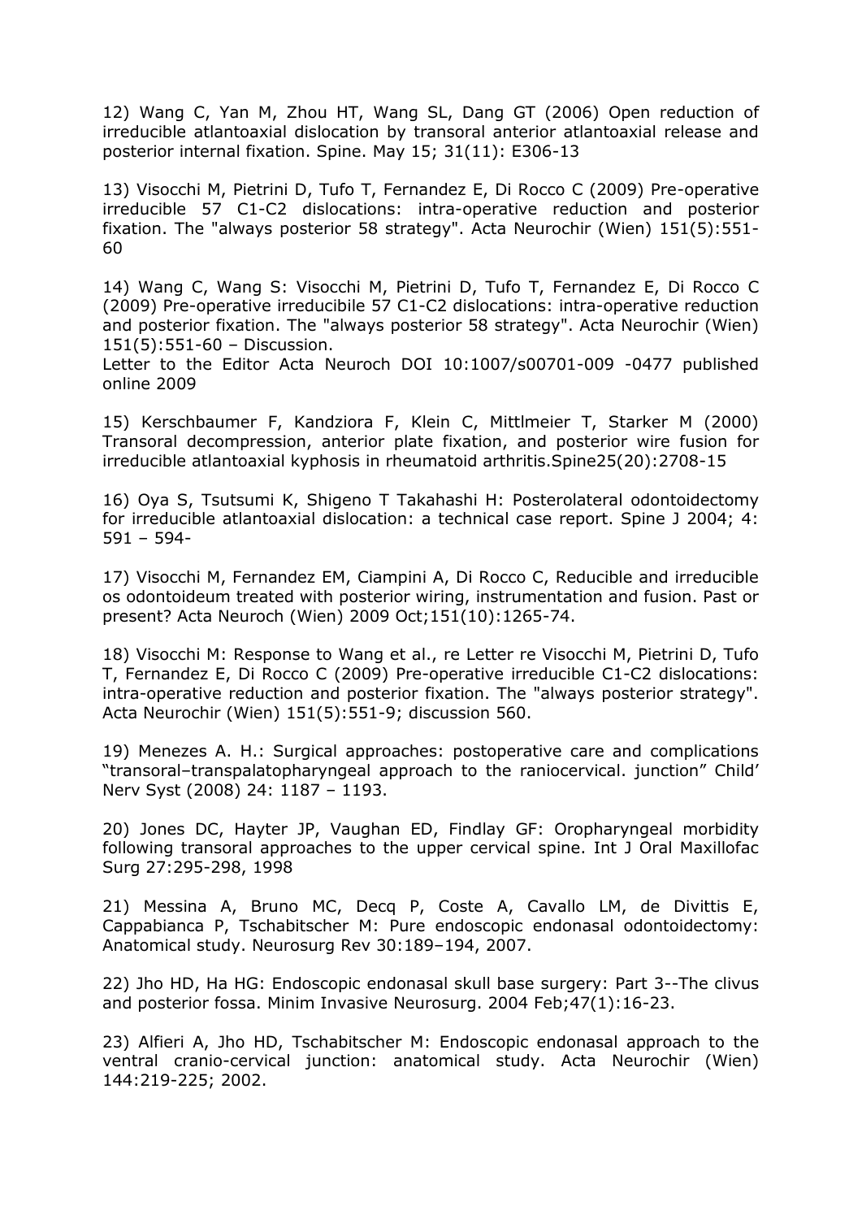12) Wang C, Yan M, Zhou HT, Wang SL, Dang GT (2006) Open reduction of irreducible atlantoaxial dislocation by transoral anterior atlantoaxial release and posterior internal fixation. Spine. May 15; 31(11): E306-13

13) Visocchi M, Pietrini D, Tufo T, Fernandez E, Di Rocco C (2009) Pre-operative irreducible 57 C1-C2 dislocations: intra-operative reduction and posterior fixation. The "always posterior 58 strategy". Acta Neurochir (Wien) 151(5):551-60

14) Wang C, Wang S: Visocchi M, Pietrini D, Tufo T, Fernandez E, Di Rocco C (2009) Pre-operative irreducibile 57 C1-C2 dislocations: intra-operative reduction and posterior fixation. The "always posterior 58 strategy". Acta Neurochir (Wien) 151(5):551-60 – Discussion.
Letter to the Editor Acta Neuroch DOI 10:1007/s00701-009 -0477 published online 2009

15) Kerschbaumer F, Kandziora F, Klein C, Mittlmeier T, Starker M (2000) Transoral decompression, anterior plate fixation, and posterior wire fusion for irreducible atlantoaxial kyphosis in rheumatoid arthritis.Spine25(20):2708-15

16) Oya S, Tsutsumi K, Shigeno T Takahashi H: Posterolateral odontoidectomy for irreducible atlantoaxial dislocation: a technical case report. Spine J 2004; 4: 591 – 594-

17) Visocchi M, Fernandez EM, Ciampini A, Di Rocco C, Reducible and irreducible os odontoideum treated with posterior wiring, instrumentation and fusion. Past or present? Acta Neuroch (Wien) 2009 Oct;151(10):1265-74.

18) Visocchi M: Response to Wang et al., re Letter re Visocchi M, Pietrini D, Tufo T, Fernandez E, Di Rocco C (2009) Pre-operative irreducible C1-C2 dislocations: intra-operative reduction and posterior fixation. The "always posterior strategy". Acta Neurochir (Wien) 151(5):551-9; discussion 560.

19) Menezes A. H.: Surgical approaches: postoperative care and complications "transoral–transpalatopharyngeal approach to the raniocervical. junction" Child' Nerv Syst (2008) 24: 1187 – 1193.

20) Jones DC, Hayter JP, Vaughan ED, Findlay GF: Oropharyngeal morbidity following transoral approaches to the upper cervical spine. Int J Oral Maxillofac Surg 27:295-298, 1998

21) Messina A, Bruno MC, Decq P, Coste A, Cavallo LM, de Divittis E, Cappabianca P, Tschabitscher M: Pure endoscopic endonasal odontoidectomy: Anatomical study. Neurosurg Rev 30:189–194, 2007.

22) Jho HD, Ha HG: Endoscopic endonasal skull base surgery: Part 3--The clivus and posterior fossa. Minim Invasive Neurosurg. 2004 Feb;47(1):16-23.

23) Alfieri A, Jho HD, Tschabitscher M: Endoscopic endonasal approach to the ventral cranio-cervical junction: anatomical study. Acta Neurochir (Wien) 144:219-225; 2002.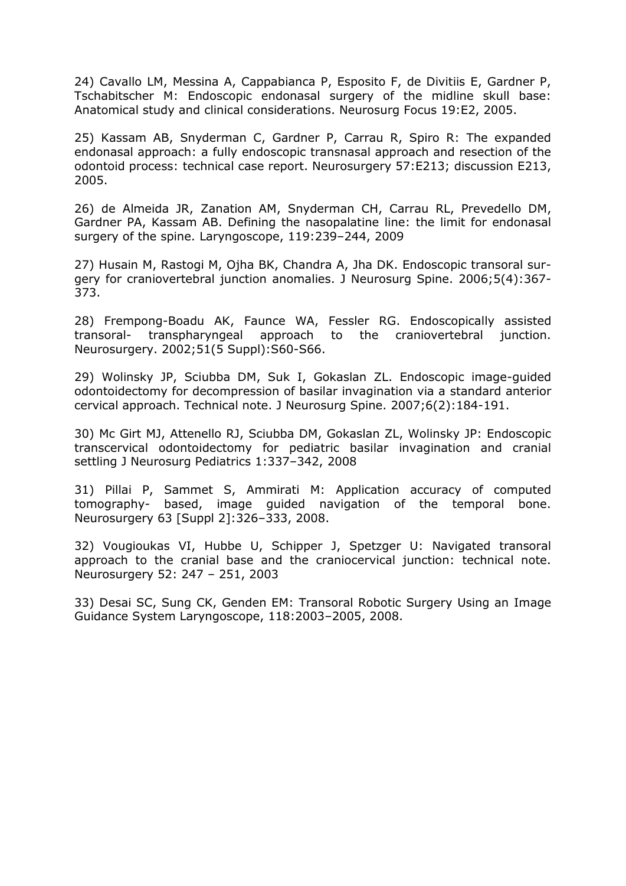24) Cavallo LM, Messina A, Cappabianca P, Esposito F, de Divitiis E, Gardner P, Tschabitscher M: Endoscopic endonasal surgery of the midline skull base: Anatomical study and clinical considerations. Neurosurg Focus 19:E2, 2005.

25) Kassam AB, Snyderman C, Gardner P, Carrau R, Spiro R: The expanded endonasal approach: a fully endoscopic transnasal approach and resection of the odontoid process: technical case report. Neurosurgery 57:E213; discussion E213, 2005.

26) de Almeida JR, Zanation AM, Snyderman CH, Carrau RL, Prevedello DM, Gardner PA, Kassam AB. Defining the nasopalatine line: the limit for endonasal surgery of the spine. Laryngoscope, 119:239–244, 2009

27) Husain M, Rastogi M, Ojha BK, Chandra A, Jha DK. Endoscopic transoral surgery for craniovertebral junction anomalies. J Neurosurg Spine. 2006;5(4):367-373.

28) Frempong-Boadu AK, Faunce WA, Fessler RG. Endoscopically assisted transoral- transpharyngeal approach to the craniovertebral junction. Neurosurgery. 2002;51(5 Suppl):S60-S66.

29) Wolinsky JP, Sciubba DM, Suk I, Gokaslan ZL. Endoscopic image-guided odontoidectomy for decompression of basilar invagination via a standard anterior cervical approach. Technical note. J Neurosurg Spine. 2007;6(2):184-191.

30) Mc Girt MJ, Attenello RJ, Sciubba DM, Gokaslan ZL, Wolinsky JP: Endoscopic transcervical odontoidectomy for pediatric basilar invagination and cranial settling J Neurosurg Pediatrics 1:337–342, 2008

31) Pillai P, Sammet S, Ammirati M: Application accuracy of computed tomography- based, image guided navigation of the temporal bone. Neurosurgery 63 [Suppl 2]:326–333, 2008.

32) Vougioukas VI, Hubbe U, Schipper J, Spetzger U: Navigated transoral approach to the cranial base and the craniocervical junction: technical note. Neurosurgery 52: 247 – 251, 2003

33) Desai SC, Sung CK, Genden EM: Transoral Robotic Surgery Using an Image Guidance System Laryngoscope, 118:2003–2005, 2008.